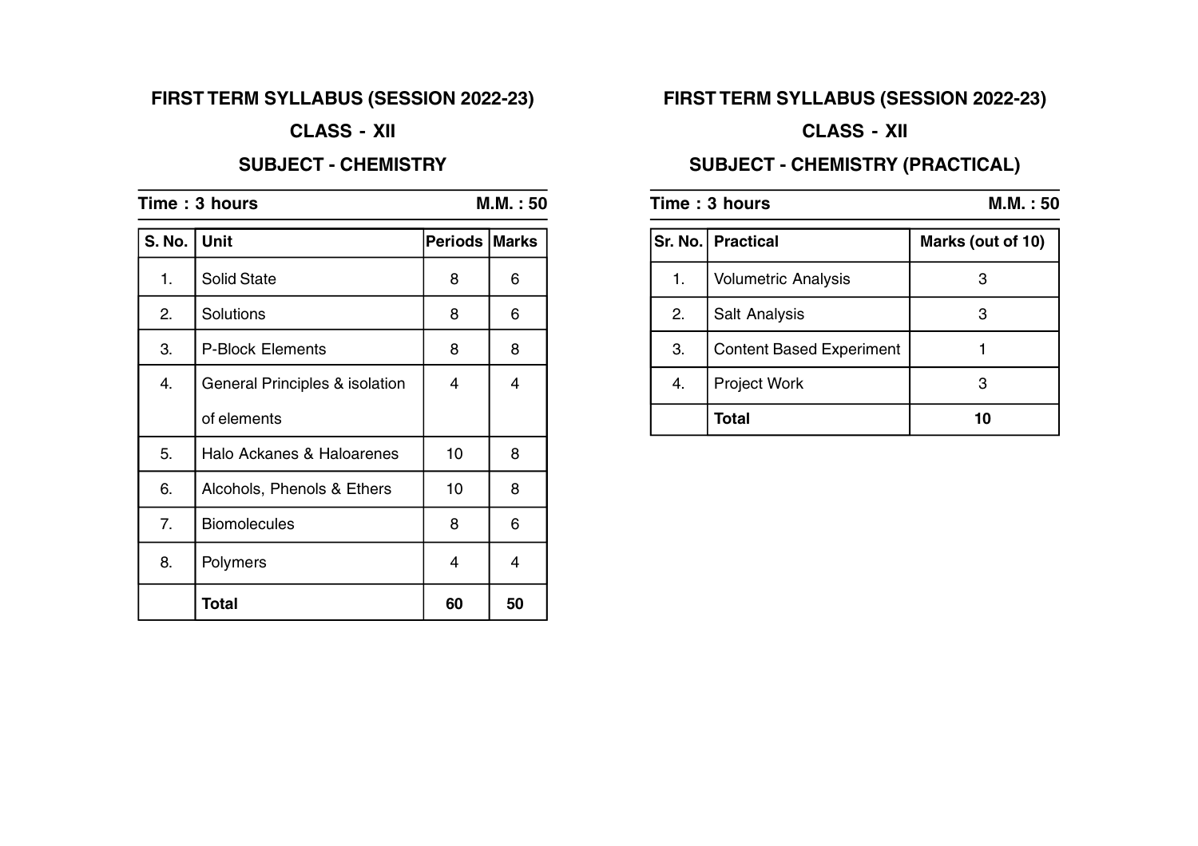## FIRST TERM SYLLABUS (SESSION 2022-23)

### CLASS - XII

### SUBJECT - CHEMISTRY

**Time : 3 hours** **M.M. : 50**

| S. No. | Unit | Periods | Marks |
|---|---|---|---|
| 1. | Solid State | 8 | 6 |
| 2. | Solutions | 8 | 6 |
| 3. | P-Block Elements | 8 | 8 |
| 4. | General Principles & isolation of elements | 4 | 4 |
| 5. | Halo Ackanes & Haloarenes | 10 | 8 |
| 6. | Alcohols, Phenols & Ethers | 10 | 8 |
| 7. | Biomolecules | 8 | 6 |
| 8. | Polymers | 4 | 4 |
| | **Total** | **60** | **50** |

## FIRST TERM SYLLABUS (SESSION 2022-23)

### CLASS - XII

### SUBJECT - CHEMISTRY (PRACTICAL)

**Time : 3 hours** **M.M. : 50**

| Sr. No. | Practical | Marks (out of 10) |
|---|---|---|
| 1. | Volumetric Analysis | 3 |
| 2. | Salt Analysis | 3 |
| 3. | Content Based Experiment | 1 |
| 4. | Project Work | 3 |
| | **Total** | **10** |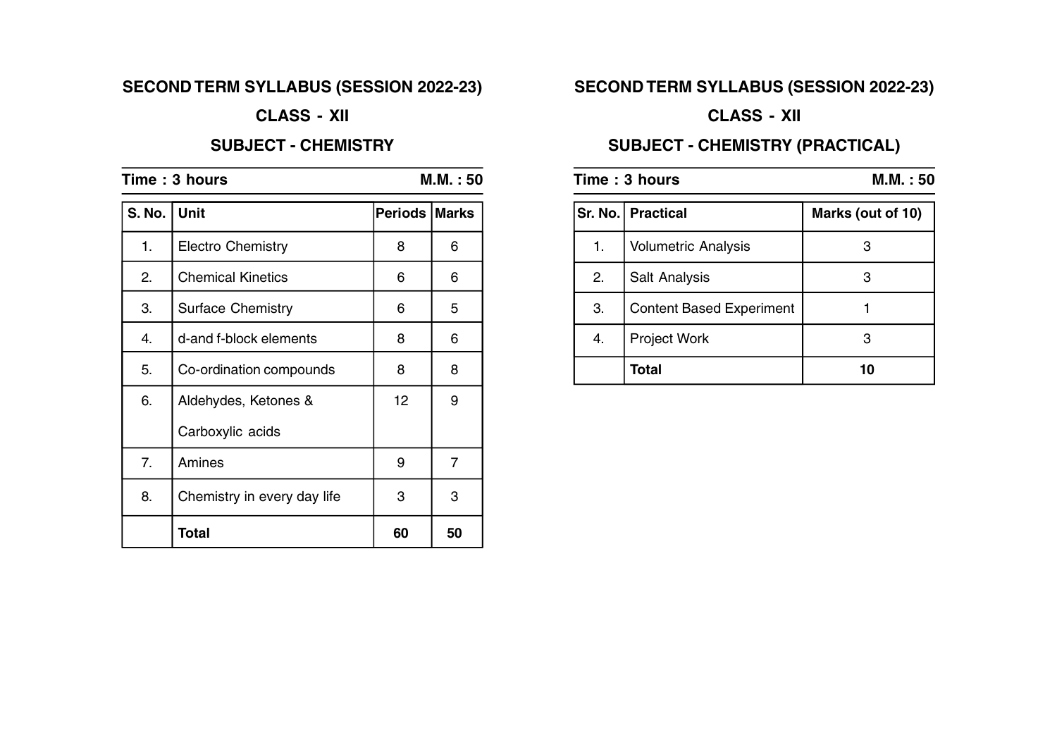## SECOND TERM SYLLABUS (SESSION 2022-23)

### CLASS - XII

### SUBJECT - CHEMISTRY

**Time : 3 hours** **M.M. : 50**

| S. No. | Unit | Periods | Marks |
|---|---|---|---|
| 1. | Electro Chemistry | 8 | 6 |
| 2. | Chemical Kinetics | 6 | 6 |
| 3. | Surface Chemistry | 6 | 5 |
| 4. | d-and f-block elements | 8 | 6 |
| 5. | Co-ordination compounds | 8 | 8 |
| 6. | Aldehydes, Ketones & Carboxylic acids | 12 | 9 |
| 7. | Amines | 9 | 7 |
| 8. | Chemistry in every day life | 3 | 3 |
| | **Total** | **60** | **50** |

## SECOND TERM SYLLABUS (SESSION 2022-23)

### CLASS - XII

### SUBJECT - CHEMISTRY (PRACTICAL)

**Time : 3 hours** **M.M. : 50**

| Sr. No. | Practical | Marks (out of 10) |
|---|---|---|
| 1. | Volumetric Analysis | 3 |
| 2. | Salt Analysis | 3 |
| 3. | Content Based Experiment | 1 |
| 4. | Project Work | 3 |
| | **Total** | **10** |